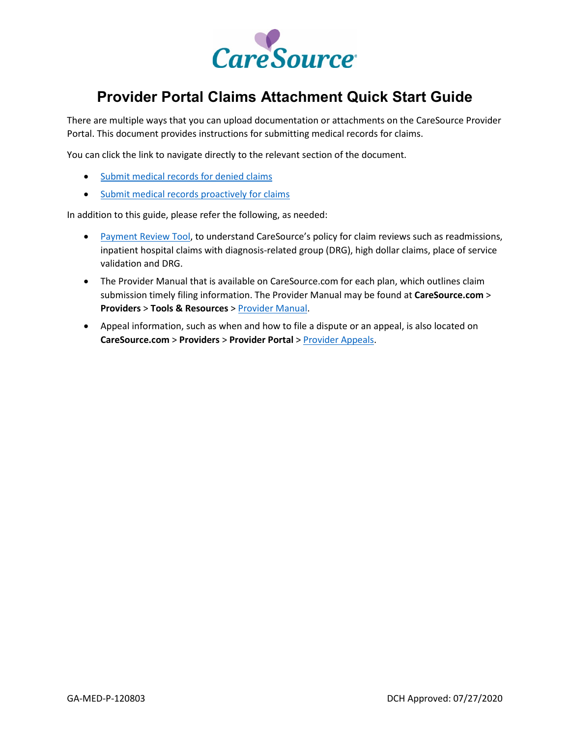CareSource

# Provider Portal Claims Attachment Quick Start Guide

There are multiple ways that you can upload documentation or attachments on the CareSource Provider Portal. This document provides instructions for submitting medical records for claims.

You can click the link to navigate directly to the relevant section of the document.

- Submit medical records for denied claims
- Submit medical records proactively for claims

In addition to this guide, please refer the following, as needed:

- Payment Review Tool, to understand CareSource's policy for claim reviews such as readmissions, inpatient hospital claims with diagnosis-related group (DRG), high dollar claims, place of service validation and DRG.
- The Provider Manual that is available on CareSource.com for each plan, which outlines claim submission timely filing information. The Provider Manual may be found at **CareSource.com** > **Providers** > **Tools & Resources** > Provider Manual.
- Appeal information, such as when and how to file a dispute or an appeal, is also located on **CareSource.com** > **Providers** > **Provider Portal** > Provider Appeals.

GA-MED-P-120803 DCH Approved: 07/27/2020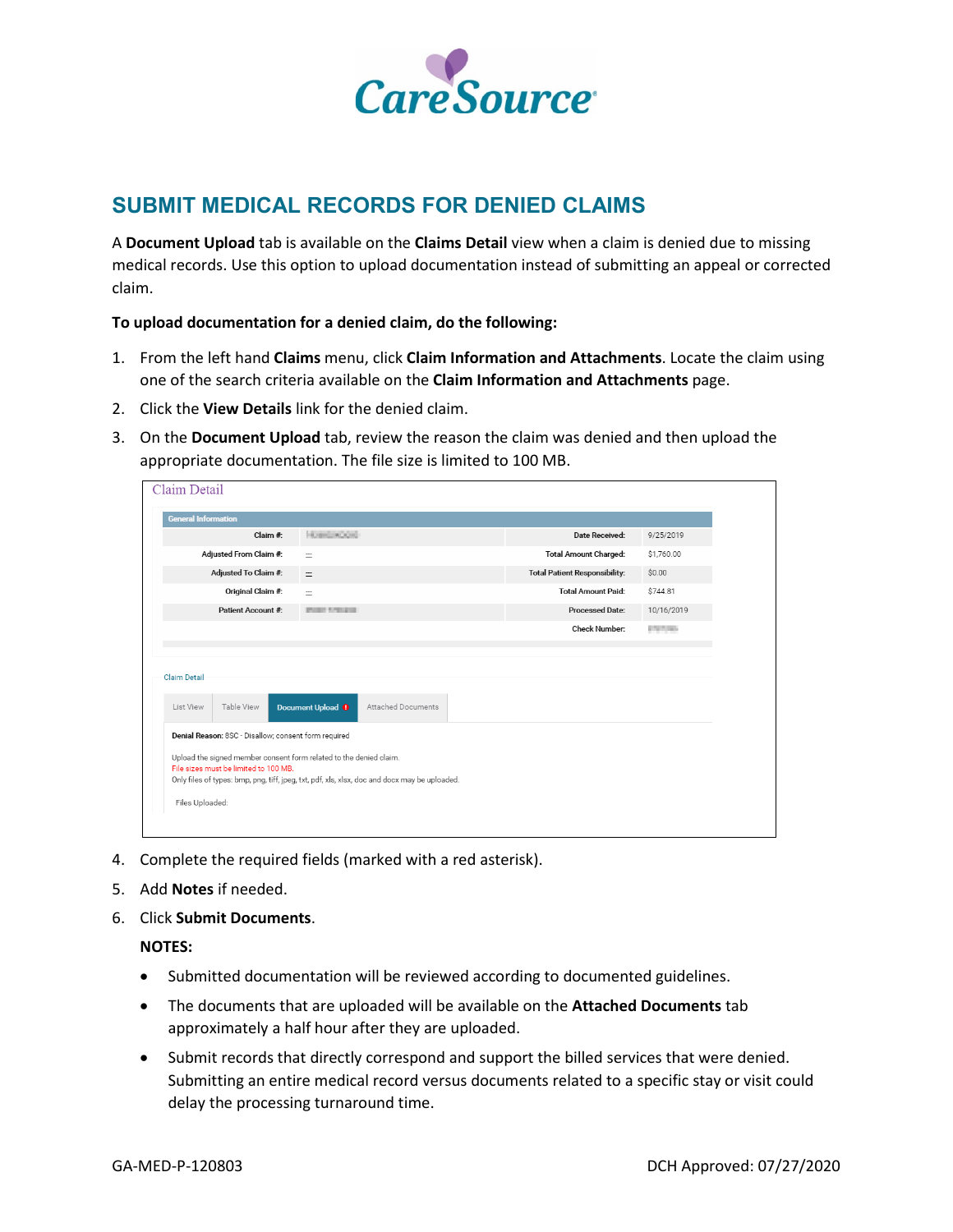# SUBMIT MEDICAL RECORDS FOR DENIED CLAIMS

A **Document Upload** tab is available on the **Claims Detail** view when a claim is denied due to missing medical records. Use this option to upload documentation instead of submitting an appeal or corrected claim.

**To upload documentation for a denied claim, do the following:**

1. From the left hand **Claims** menu, click **Claim Information and Attachments**. Locate the claim using one of the search criteria available on the **Claim Information and Attachments** page.
2. Click the **View Details** link for the denied claim.
3. On the **Document Upload** tab, review the reason the claim was denied and then upload the appropriate documentation. The file size is limited to 100 MB.

Claim Detail

| General Information | | | |
|---|---|---|---|
| Claim #: | | Date Received: | 9/25/2019 |
| Adjusted From Claim #: | -- | Total Amount Charged: | $1,760.00 |
| Adjusted To Claim #: | -- | Total Patient Responsibility: | $0.00 |
| Original Claim #: | -- | Total Amount Paid: | $744.81 |
| Patient Account #: | | Processed Date: | 10/16/2019 |
| | | Check Number: | |

Claim Detail

List View | Table View | Document Upload | Attached Documents

**Denial Reason:** 8SC - Disallow; consent form required

Upload the signed member consent form related to the denied claim.
File sizes must be limited to 100 MB.
Only files of types: bmp, png, tiff, jpeg, txt, pdf, xls, xlsx, doc and docx may be uploaded.

Files Uploaded:

4. Complete the required fields (marked with a red asterisk).
5. Add **Notes** if needed.
6. Click **Submit Documents**.

**NOTES:**

- Submitted documentation will be reviewed according to documented guidelines.
- The documents that are uploaded will be available on the **Attached Documents** tab approximately a half hour after they are uploaded.
- Submit records that directly correspond and support the billed services that were denied. Submitting an entire medical record versus documents related to a specific stay or visit could delay the processing turnaround time.

GA-MED-P-120803 DCH Approved: 07/27/2020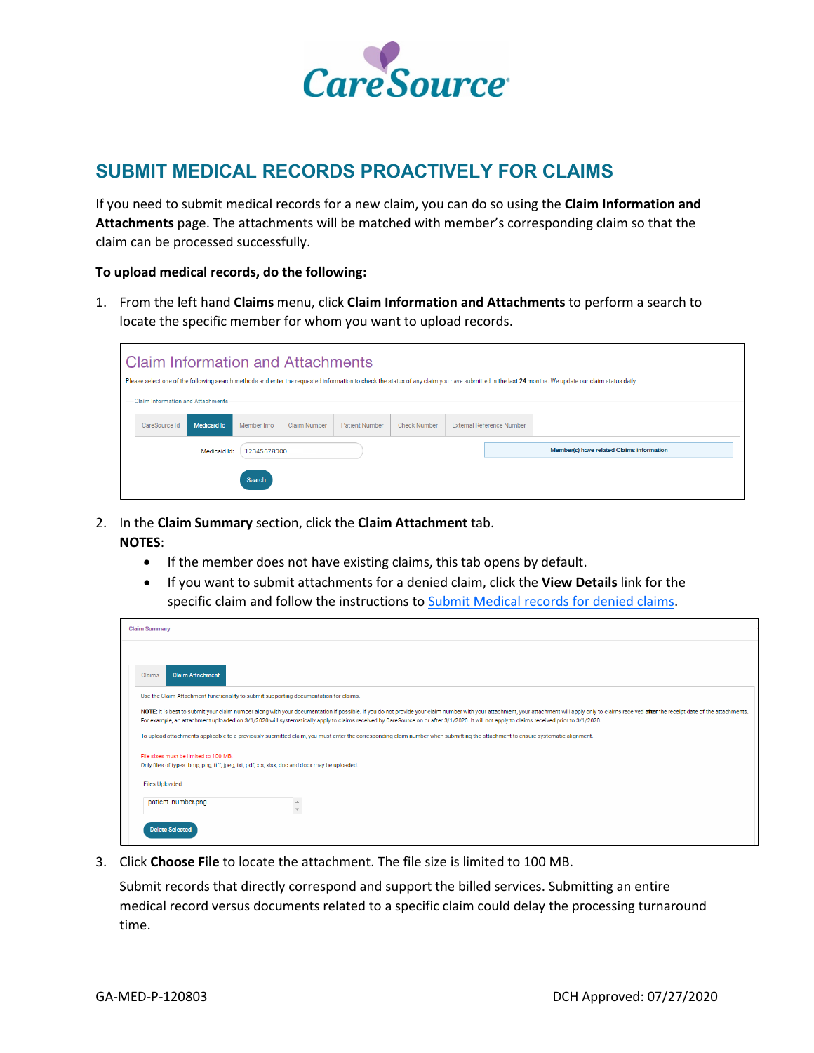# SUBMIT MEDICAL RECORDS PROACTIVELY FOR CLAIMS

If you need to submit medical records for a new claim, you can do so using the **Claim Information and Attachments** page. The attachments will be matched with member's corresponding claim so that the claim can be processed successfully.

**To upload medical records, do the following:**

1. From the left hand **Claims** menu, click **Claim Information and Attachments** to perform a search to locate the specific member for whom you want to upload records.

2. In the **Claim Summary** section, click the **Claim Attachment** tab.
   **NOTES**:
   - If the member does not have existing claims, this tab opens by default.
   - If you want to submit attachments for a denied claim, click the **View Details** link for the specific claim and follow the instructions to Submit Medical records for denied claims.

3. Click **Choose File** to locate the attachment. The file size is limited to 100 MB.

   Submit records that directly correspond and support the billed services. Submitting an entire medical record versus documents related to a specific claim could delay the processing turnaround time.

GA-MED-P-120803 DCH Approved: 07/27/2020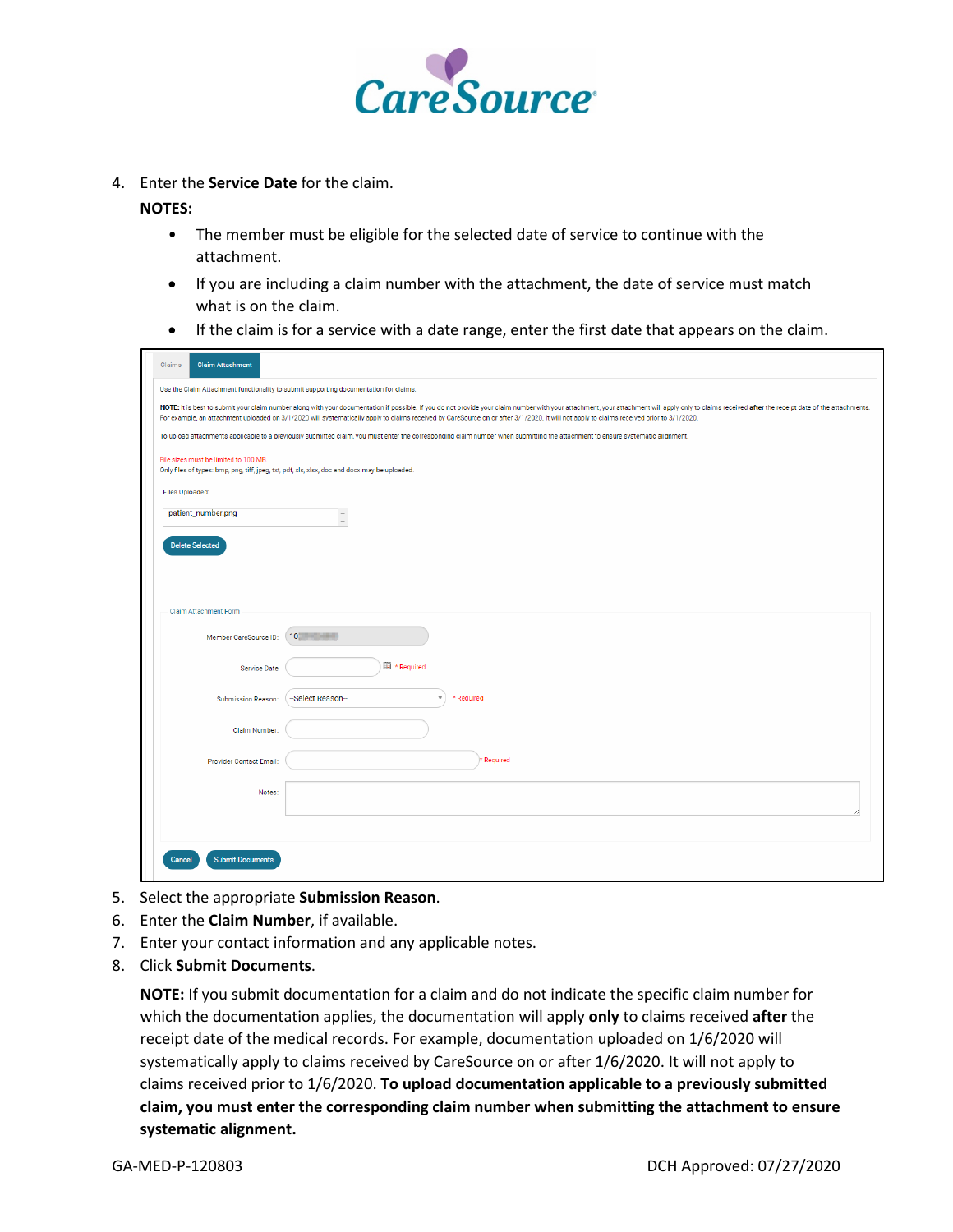4. Enter the **Service Date** for the claim.

   **NOTES:**

   - The member must be eligible for the selected date of service to continue with the attachment.
   - If you are including a claim number with the attachment, the date of service must match what is on the claim.
   - If the claim is for a service with a date range, enter the first date that appears on the claim.

Claims | Claim Attachment

Use the Claim Attachment functionality to submit supporting documentation for claims.

NOTE: It is best to submit your claim number along with your documentation if possible. If you do not provide your claim number with your attachment, your attachment will apply only to claims received **after** the receipt date of the attachments. For example, an attachment uploaded on 3/1/2020 will systematically apply to claims received by CareSource on or after 3/1/2020. It will not apply to claims received prior to 3/1/2020.

To upload attachments applicable to a previously submitted claim, you must enter the corresponding claim number when submitting the attachment to ensure systematic alignment.

File sizes must be limited to 100 MB.
Only files of types: bmp, png, tiff, jpeg, txt, pdf, xls, xlsx, doc and docx may be uploaded.

Files Uploaded:
patient_number.png

Delete Selected

Claim Attachment Form

Member CareSource ID: 10
Service Date * Required
Submission Reason: --Select Reason-- * Required
Claim Number:
Provider Contact Email: * Required
Notes:

Cancel | Submit Documents

5. Select the appropriate **Submission Reason**.
6. Enter the **Claim Number**, if available.
7. Enter your contact information and any applicable notes.
8. Click **Submit Documents**.

   **NOTE:** If you submit documentation for a claim and do not indicate the specific claim number for which the documentation applies, the documentation will apply **only** to claims received **after** the receipt date of the medical records. For example, documentation uploaded on 1/6/2020 will systematically apply to claims received by CareSource on or after 1/6/2020. It will not apply to claims received prior to 1/6/2020. **To upload documentation applicable to a previously submitted claim, you must enter the corresponding claim number when submitting the attachment to ensure systematic alignment.**

GA-MED-P-120803 DCH Approved: 07/27/2020